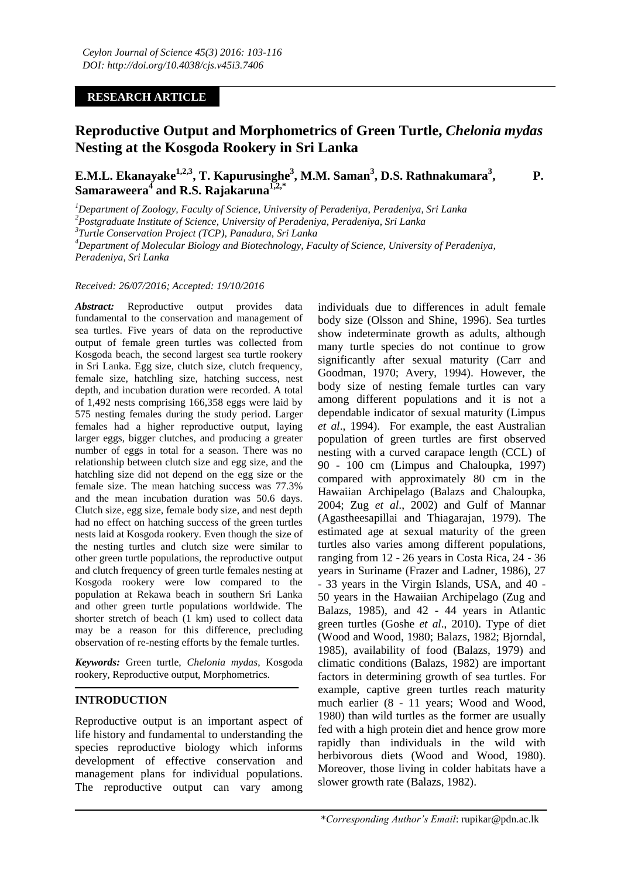*Ceylon Journal of Science 45(3) 2016: 103-116*
*DOI: http://doi.org/10.4038/cjs.v45i3.7406*

**RESEARCH ARTICLE**

# Reproductive Output and Morphometrics of Green Turtle, *Chelonia mydas* Nesting at the Kosgoda Rookery in Sri Lanka

**E.M.L. Ekanayake[1,2,3], T. Kapurusinghe[3], M.M. Saman[3], D.S. Rathnakumara[3], P. Samaraweera[4] and R.S. Rajakaruna[1,2,*]**

[1]*Department of Zoology, Faculty of Science, University of Peradeniya, Peradeniya, Sri Lanka*
[2]*Postgraduate Institute of Science, University of Peradeniya, Peradeniya, Sri Lanka*
[3]*Turtle Conservation Project (TCP), Panadura, Sri Lanka*
[4]*Department of Molecular Biology and Biotechnology, Faculty of Science, University of Peradeniya, Peradeniya, Sri Lanka*

*Received: 26/07/2016; Accepted: 19/10/2016*

***Abstract:*** Reproductive output provides data fundamental to the conservation and management of sea turtles. Five years of data on the reproductive output of female green turtles was collected from Kosgoda beach, the second largest sea turtle rookery in Sri Lanka. Egg size, clutch size, clutch frequency, female size, hatchling size, hatching success, nest depth, and incubation duration were recorded. A total of 1,492 nests comprising 166,358 eggs were laid by 575 nesting females during the study period. Larger females had a higher reproductive output, laying larger eggs, bigger clutches, and producing a greater number of eggs in total for a season. There was no relationship between clutch size and egg size, and the hatchling size did not depend on the egg size or the female size. The mean hatching success was 77.3% and the mean incubation duration was 50.6 days. Clutch size, egg size, female body size, and nest depth had no effect on hatching success of the green turtles nests laid at Kosgoda rookery. Even though the size of the nesting turtles and clutch size were similar to other green turtle populations, the reproductive output and clutch frequency of green turtle females nesting at Kosgoda rookery were low compared to the population at Rekawa beach in southern Sri Lanka and other green turtle populations worldwide. The shorter stretch of beach (1 km) used to collect data may be a reason for this difference, precluding observation of re-nesting efforts by the female turtles.

***Keywords:*** Green turtle, *Chelonia mydas*, Kosgoda rookery, Reproductive output, Morphometrics.

## INTRODUCTION

Reproductive output is an important aspect of life history and fundamental to understanding the species reproductive biology which informs development of effective conservation and management plans for individual populations. The reproductive output can vary among individuals due to differences in adult female body size (Olsson and Shine, 1996). Sea turtles show indeterminate growth as adults, although many turtle species do not continue to grow significantly after sexual maturity (Carr and Goodman, 1970; Avery, 1994). However, the body size of nesting female turtles can vary among different populations and it is not a dependable indicator of sexual maturity (Limpus *et al*., 1994). For example, the east Australian population of green turtles are first observed nesting with a curved carapace length (CCL) of 90 - 100 cm (Limpus and Chaloupka, 1997) compared with approximately 80 cm in the Hawaiian Archipelago (Balazs and Chaloupka, 2004; Zug *et al*., 2002) and Gulf of Mannar (Agastheesapillai and Thiagarajan, 1979). The estimated age at sexual maturity of the green turtles also varies among different populations, ranging from 12 - 26 years in Costa Rica, 24 - 36 years in Suriname (Frazer and Ladner, 1986), 27 - 33 years in the Virgin Islands, USA, and 40 - 50 years in the Hawaiian Archipelago (Zug and Balazs, 1985), and 42 - 44 years in Atlantic green turtles (Goshe *et al*., 2010). Type of diet (Wood and Wood, 1980; Balazs, 1982; Bjorndal, 1985), availability of food (Balazs, 1979) and climatic conditions (Balazs, 1982) are important factors in determining growth of sea turtles. For example, captive green turtles reach maturity much earlier (8 - 11 years; Wood and Wood, 1980) than wild turtles as the former are usually fed with a high protein diet and hence grow more rapidly than individuals in the wild with herbivorous diets (Wood and Wood, 1980). Moreover, those living in colder habitats have a slower growth rate (Balazs, 1982).

*\*Corresponding Author's Email*: rupikar@pdn.ac.lk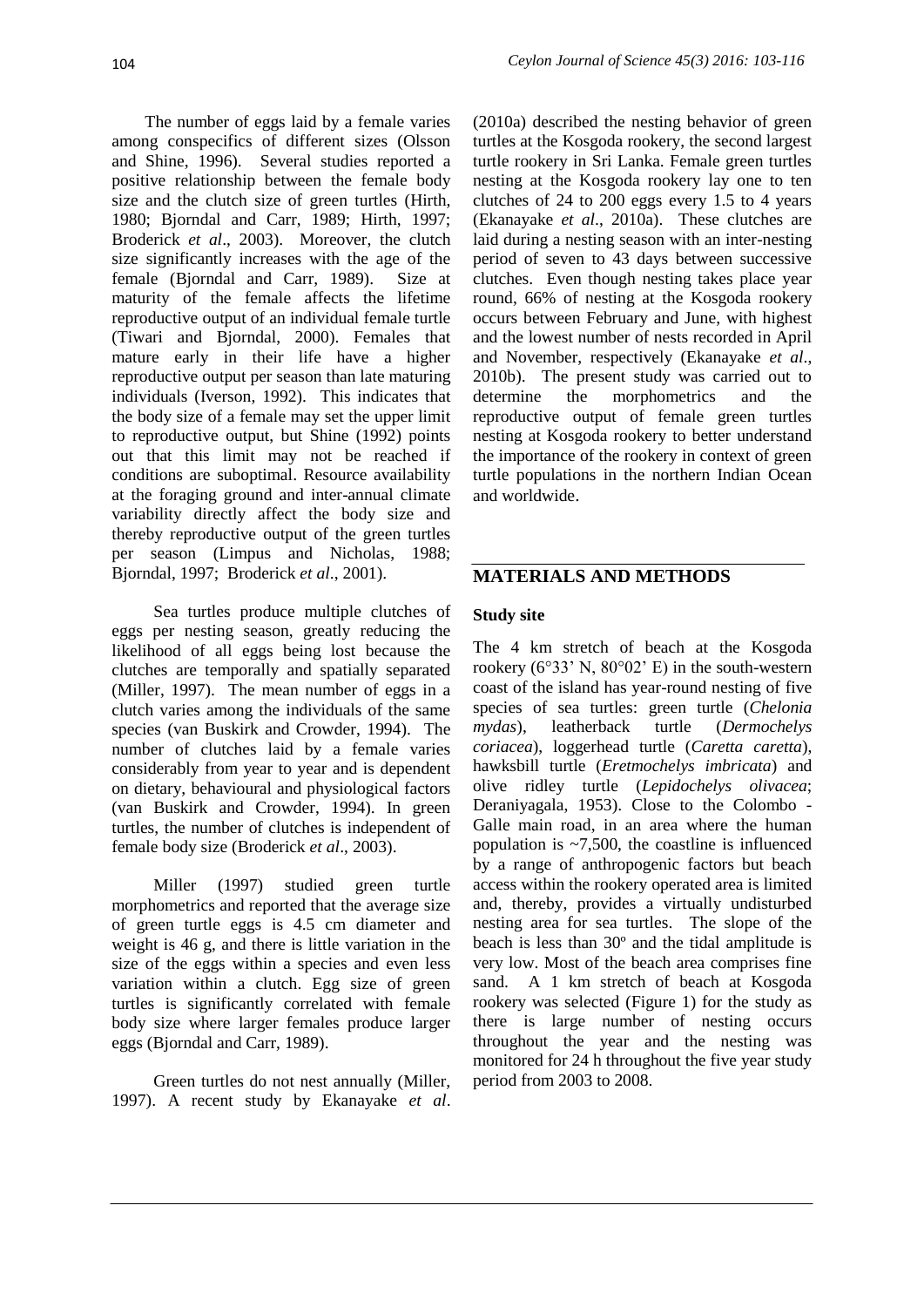The number of eggs laid by a female varies among conspecifics of different sizes (Olsson and Shine, 1996). Several studies reported a positive relationship between the female body size and the clutch size of green turtles (Hirth, 1980; Bjorndal and Carr, 1989; Hirth, 1997; Broderick *et al*., 2003). Moreover, the clutch size significantly increases with the age of the female (Bjorndal and Carr, 1989). Size at maturity of the female affects the lifetime reproductive output of an individual female turtle (Tiwari and Bjorndal, 2000). Females that mature early in their life have a higher reproductive output per season than late maturing individuals (Iverson, 1992). This indicates that the body size of a female may set the upper limit to reproductive output, but Shine (1992) points out that this limit may not be reached if conditions are suboptimal. Resource availability at the foraging ground and inter-annual climate variability directly affect the body size and thereby reproductive output of the green turtles per season (Limpus and Nicholas, 1988; Bjorndal, 1997; Broderick *et al*., 2001).

Sea turtles produce multiple clutches of eggs per nesting season, greatly reducing the likelihood of all eggs being lost because the clutches are temporally and spatially separated (Miller, 1997). The mean number of eggs in a clutch varies among the individuals of the same species (van Buskirk and Crowder, 1994). The number of clutches laid by a female varies considerably from year to year and is dependent on dietary, behavioural and physiological factors (van Buskirk and Crowder, 1994). In green turtles, the number of clutches is independent of female body size (Broderick *et al*., 2003).

Miller (1997) studied green turtle morphometrics and reported that the average size of green turtle eggs is 4.5 cm diameter and weight is 46 g, and there is little variation in the size of the eggs within a species and even less variation within a clutch. Egg size of green turtles is significantly correlated with female body size where larger females produce larger eggs (Bjorndal and Carr, 1989).

Green turtles do not nest annually (Miller, 1997). A recent study by Ekanayake *et al*. (2010a) described the nesting behavior of green turtles at the Kosgoda rookery, the second largest turtle rookery in Sri Lanka. Female green turtles nesting at the Kosgoda rookery lay one to ten clutches of 24 to 200 eggs every 1.5 to 4 years (Ekanayake *et al*., 2010a). These clutches are laid during a nesting season with an inter-nesting period of seven to 43 days between successive clutches. Even though nesting takes place year round, 66% of nesting at the Kosgoda rookery occurs between February and June, with highest and the lowest number of nests recorded in April and November, respectively (Ekanayake *et al*., 2010b). The present study was carried out to determine the morphometrics and the reproductive output of female green turtles nesting at Kosgoda rookery to better understand the importance of the rookery in context of green turtle populations in the northern Indian Ocean and worldwide.

## MATERIALS AND METHODS

### Study site

The 4 km stretch of beach at the Kosgoda rookery (6°33' N, 80°02' E) in the south-western coast of the island has year-round nesting of five species of sea turtles: green turtle (*Chelonia mydas*), leatherback turtle (*Dermochelys coriacea*), loggerhead turtle (*Caretta caretta*), hawksbill turtle (*Eretmochelys imbricata*) and olive ridley turtle (*Lepidochelys olivacea*; Deraniyagala, 1953). Close to the Colombo - Galle main road, in an area where the human population is ~7,500, the coastline is influenced by a range of anthropogenic factors but beach access within the rookery operated area is limited and, thereby, provides a virtually undisturbed nesting area for sea turtles. The slope of the beach is less than 30º and the tidal amplitude is very low. Most of the beach area comprises fine sand. A 1 km stretch of beach at Kosgoda rookery was selected (Figure 1) for the study as there is large number of nesting occurs throughout the year and the nesting was monitored for 24 h throughout the five year study period from 2003 to 2008.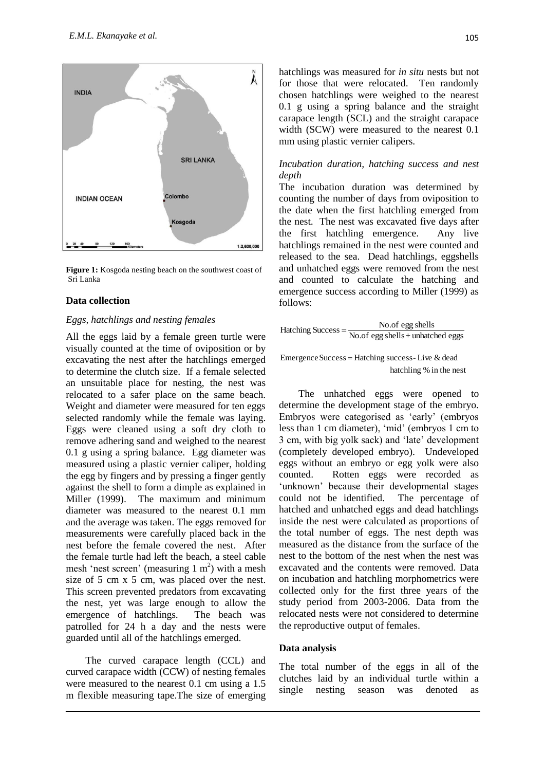Figure 1: Kosgoda nesting beach on the southwest coast of Sri Lanka

## Data collection

### *Eggs, hatchlings and nesting females*

All the eggs laid by a female green turtle were visually counted at the time of oviposition or by excavating the nest after the hatchlings emerged to determine the clutch size. If a female selected an unsuitable place for nesting, the nest was relocated to a safer place on the same beach. Weight and diameter were measured for ten eggs selected randomly while the female was laying. Eggs were cleaned using a soft dry cloth to remove adhering sand and weighed to the nearest 0.1 g using a spring balance. Egg diameter was measured using a plastic vernier caliper, holding the egg by fingers and by pressing a finger gently against the shell to form a dimple as explained in Miller (1999). The maximum and minimum diameter was measured to the nearest 0.1 mm and the average was taken. The eggs removed for measurements were carefully placed back in the nest before the female covered the nest. After the female turtle had left the beach, a steel cable mesh 'nest screen' (measuring 1 $m^2$) with a mesh size of 5 cm x 5 cm, was placed over the nest. This screen prevented predators from excavating the nest, yet was large enough to allow the emergence of hatchlings. The beach was patrolled for 24 h a day and the nests were guarded until all of the hatchlings emerged.

The curved carapace length (CCL) and curved carapace width (CCW) of nesting females were measured to the nearest 0.1 cm using a 1.5 m flexible measuring tape.The size of emerging hatchlings was measured for *in situ* nests but not for those that were relocated. Ten randomly chosen hatchlings were weighed to the nearest 0.1 g using a spring balance and the straight carapace length (SCL) and the straight carapace width (SCW) were measured to the nearest 0.1 mm using plastic vernier calipers.

### *Incubation duration, hatching success and nest depth*

The incubation duration was determined by counting the number of days from oviposition to the date when the first hatchling emerged from the nest. The nest was excavated five days after the first hatchling emergence. Any live hatchlings remained in the nest were counted and released to the sea. Dead hatchlings, eggshells and unhatched eggs were removed from the nest and counted to calculate the hatching and emergence success according to Miller (1999) as follows:

$$\text{Hatching Success} = \frac{\text{No.of egg shells}}{\text{No.of egg shells} + \text{unhatched eggs}}$$

$$\text{Emergence Success} = \text{Hatching success} - \text{Live \& dead hatchling \% in the nest}$$

The unhatched eggs were opened to determine the development stage of the embryo. Embryos were categorised as 'early' (embryos less than 1 cm diameter), 'mid' (embryos 1 cm to 3 cm, with big yolk sack) and 'late' development (completely developed embryo). Undeveloped eggs without an embryo or egg yolk were also counted. Rotten eggs were recorded as 'unknown' because their developmental stages could not be identified. The percentage of hatched and unhatched eggs and dead hatchlings inside the nest were calculated as proportions of the total number of eggs. The nest depth was measured as the distance from the surface of the nest to the bottom of the nest when the nest was excavated and the contents were removed. Data on incubation and hatchling morphometrics were collected only for the first three years of the study period from 2003-2006. Data from the relocated nests were not considered to determine the reproductive output of females.

## Data analysis

The total number of the eggs in all of the clutches laid by an individual turtle within a single nesting season was denoted as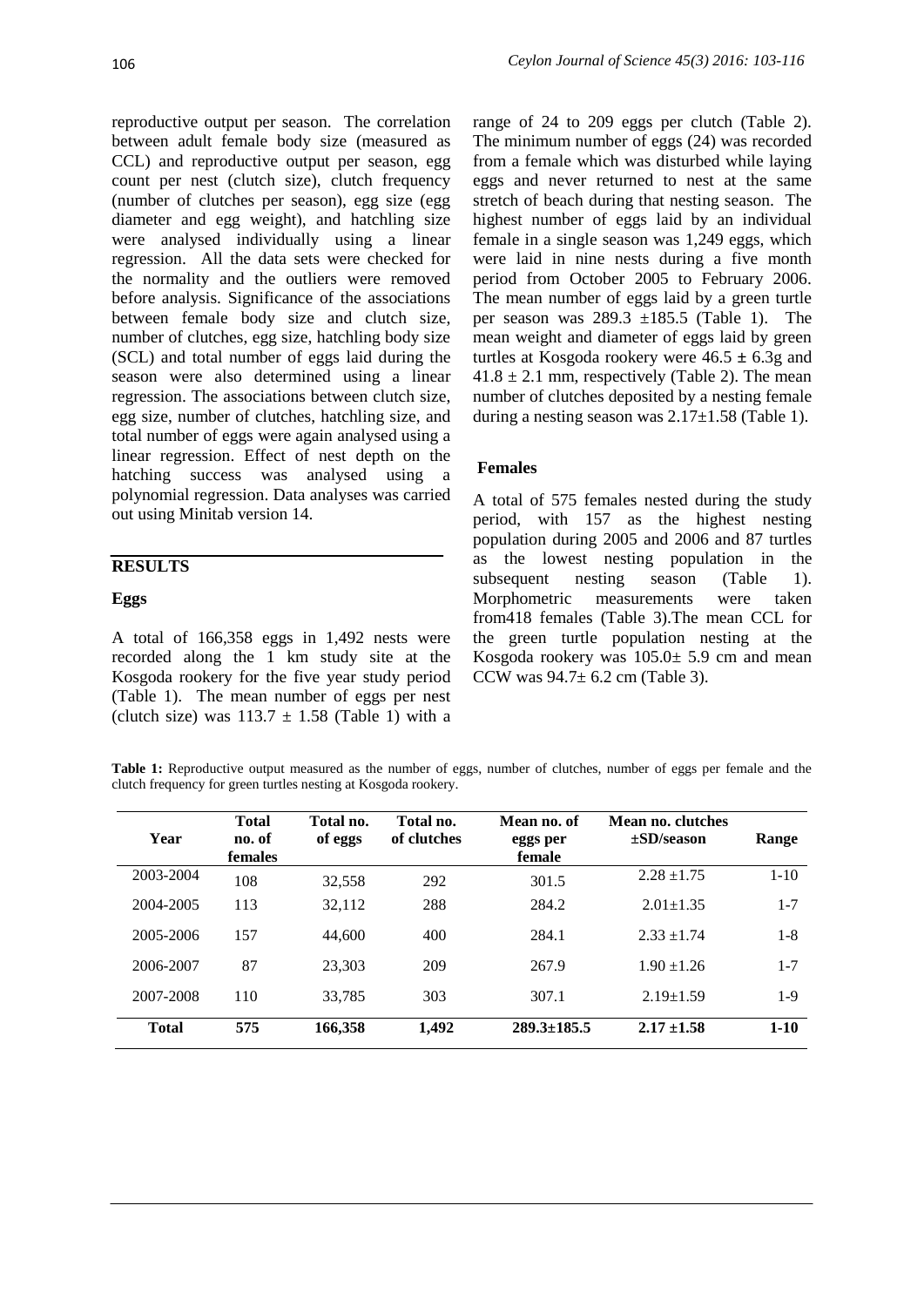reproductive output per season. The correlation between adult female body size (measured as CCL) and reproductive output per season, egg count per nest (clutch size), clutch frequency (number of clutches per season), egg size (egg diameter and egg weight), and hatchling size were analysed individually using a linear regression. All the data sets were checked for the normality and the outliers were removed before analysis. Significance of the associations between female body size and clutch size, number of clutches, egg size, hatchling body size (SCL) and total number of eggs laid during the season were also determined using a linear regression. The associations between clutch size, egg size, number of clutches, hatchling size, and total number of eggs were again analysed using a linear regression. Effect of nest depth on the hatching success was analysed using a polynomial regression. Data analyses was carried out using Minitab version 14.

## RESULTS

### Eggs

A total of 166,358 eggs in 1,492 nests were recorded along the 1 km study site at the Kosgoda rookery for the five year study period (Table 1). The mean number of eggs per nest (clutch size) was 113.7 ± 1.58 (Table 1) with a range of 24 to 209 eggs per clutch (Table 2). The minimum number of eggs (24) was recorded from a female which was disturbed while laying eggs and never returned to nest at the same stretch of beach during that nesting season. The highest number of eggs laid by an individual female in a single season was 1,249 eggs, which were laid in nine nests during a five month period from October 2005 to February 2006. The mean number of eggs laid by a green turtle per season was 289.3 ±185.5 (Table 1). The mean weight and diameter of eggs laid by green turtles at Kosgoda rookery were 46.5 ± 6.3g and 41.8 ± 2.1 mm, respectively (Table 2). The mean number of clutches deposited by a nesting female during a nesting season was 2.17±1.58 (Table 1).

### Females

A total of 575 females nested during the study period, with 157 as the highest nesting population during 2005 and 2006 and 87 turtles as the lowest nesting population in the subsequent nesting season (Table 1). Morphometric measurements were taken from418 females (Table 3).The mean CCL for the green turtle population nesting at the Kosgoda rookery was 105.0± 5.9 cm and mean CCW was 94.7± 6.2 cm (Table 3).

**Table 1:** Reproductive output measured as the number of eggs, number of clutches, number of eggs per female and the clutch frequency for green turtles nesting at Kosgoda rookery.

| Year | Total no. of females | Total no. of eggs | Total no. of clutches | Mean no. of eggs per female | Mean no. clutches ±SD/season | Range |
|---|---|---|---|---|---|---|
| 2003-2004 | 108 | 32,558 | 292 | 301.5 | 2.28 ±1.75 | 1-10 |
| 2004-2005 | 113 | 32,112 | 288 | 284.2 | 2.01±1.35 | 1-7 |
| 2005-2006 | 157 | 44,600 | 400 | 284.1 | 2.33 ±1.74 | 1-8 |
| 2006-2007 | 87 | 23,303 | 209 | 267.9 | 1.90 ±1.26 | 1-7 |
| 2007-2008 | 110 | 33,785 | 303 | 307.1 | 2.19±1.59 | 1-9 |
| **Total** | **575** | **166,358** | **1,492** | **289.3±185.5** | **2.17 ±1.58** | **1-10** |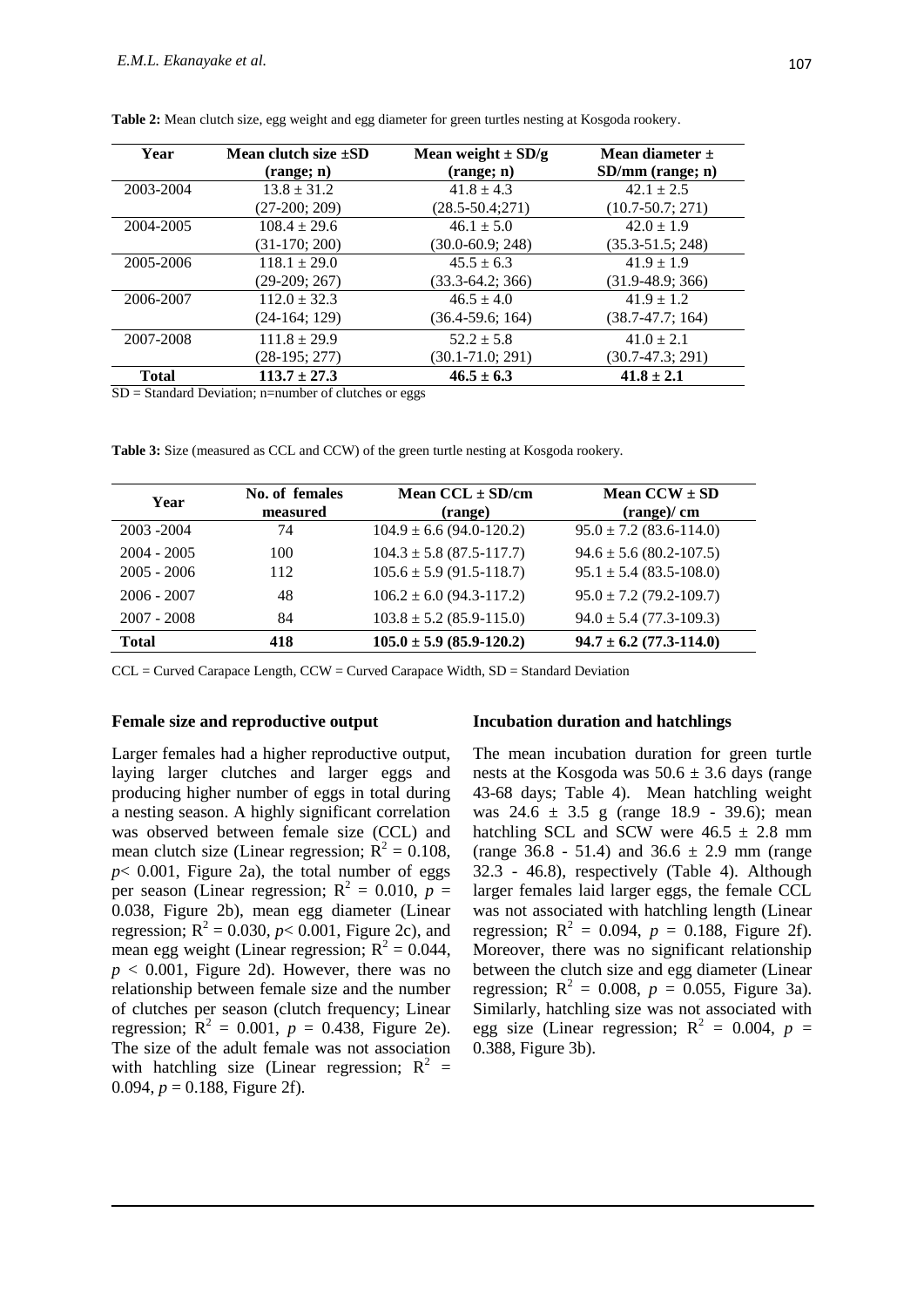**Table 2:** Mean clutch size, egg weight and egg diameter for green turtles nesting at Kosgoda rookery.

| Year | Mean clutch size ±SD (range; n) | Mean weight ± SD/g (range; n) | Mean diameter ± SD/mm (range; n) |
|---|---|---|---|
| 2003-2004 | 13.8 ± 31.2 (27-200; 209) | 41.8 ± 4.3 (28.5-50.4;271) | 42.1 ± 2.5 (10.7-50.7; 271) |
| 2004-2005 | 108.4 ± 29.6 (31-170; 200) | 46.1 ± 5.0 (30.0-60.9; 248) | 42.0 ± 1.9 (35.3-51.5; 248) |
| 2005-2006 | 118.1 ± 29.0 (29-209; 267) | 45.5 ± 6.3 (33.3-64.2; 366) | 41.9 ± 1.9 (31.9-48.9; 366) |
| 2006-2007 | 112.0 ± 32.3 (24-164; 129) | 46.5 ± 4.0 (36.4-59.6; 164) | 41.9 ± 1.2 (38.7-47.7; 164) |
| 2007-2008 | 111.8 ± 29.9 (28-195; 277) | 52.2 ± 5.8 (30.1-71.0; 291) | 41.0 ± 2.1 (30.7-47.3; 291) |
| **Total** | **113.7 ± 27.3** | **46.5 ± 6.3** | **41.8 ± 2.1** |

SD = Standard Deviation; n=number of clutches or eggs

**Table 3:** Size (measured as CCL and CCW) of the green turtle nesting at Kosgoda rookery.

| Year | No. of females measured | Mean CCL ± SD/cm (range) | Mean CCW ± SD (range)/ cm |
|---|---|---|---|
| 2003 -2004 | 74 | 104.9 ± 6.6 (94.0-120.2) | 95.0 ± 7.2 (83.6-114.0) |
| 2004 - 2005 | 100 | 104.3 ± 5.8 (87.5-117.7) | 94.6 ± 5.6 (80.2-107.5) |
| 2005 - 2006 | 112 | 105.6 ± 5.9 (91.5-118.7) | 95.1 ± 5.4 (83.5-108.0) |
| 2006 - 2007 | 48 | 106.2 ± 6.0 (94.3-117.2) | 95.0 ± 7.2 (79.2-109.7) |
| 2007 - 2008 | 84 | 103.8 ± 5.2 (85.9-115.0) | 94.0 ± 5.4 (77.3-109.3) |
| **Total** | **418** | **105.0 ± 5.9 (85.9-120.2)** | **94.7 ± 6.2 (77.3-114.0)** |

CCL = Curved Carapace Length, CCW = Curved Carapace Width, SD = Standard Deviation

#### Female size and reproductive output

Larger females had a higher reproductive output, laying larger clutches and larger eggs and producing higher number of eggs in total during a nesting season. A highly significant correlation was observed between female size (CCL) and mean clutch size (Linear regression; $R^2 = 0.108$, $p < 0.001$, Figure 2a), the total number of eggs per season (Linear regression; $R^2 = 0.010$, $p = 0.038$, Figure 2b), mean egg diameter (Linear regression; $R^2 = 0.030$, $p < 0.001$, Figure 2c), and mean egg weight (Linear regression; $R^2 = 0.044$, $p < 0.001$, Figure 2d). However, there was no relationship between female size and the number of clutches per season (clutch frequency; Linear regression; $R^2 = 0.001$, $p = 0.438$, Figure 2e). The size of the adult female was not association with hatchling size (Linear regression; $R^2 = 0.094$, $p = 0.188$, Figure 2f).

#### Incubation duration and hatchlings

The mean incubation duration for green turtle nests at the Kosgoda was 50.6 ± 3.6 days (range 43-68 days; Table 4). Mean hatchling weight was 24.6 ± 3.5 g (range 18.9 - 39.6); mean hatchling SCL and SCW were 46.5 ± 2.8 mm (range 36.8 - 51.4) and 36.6 ± 2.9 mm (range 32.3 - 46.8), respectively (Table 4). Although larger females laid larger eggs, the female CCL was not associated with hatchling length (Linear regression; $R^2 = 0.094$, $p = 0.188$, Figure 2f). Moreover, there was no significant relationship between the clutch size and egg diameter (Linear regression; $R^2 = 0.008$, $p = 0.055$, Figure 3a). Similarly, hatchling size was not associated with egg size (Linear regression; $R^2 = 0.004$, $p = 0.388$, Figure 3b).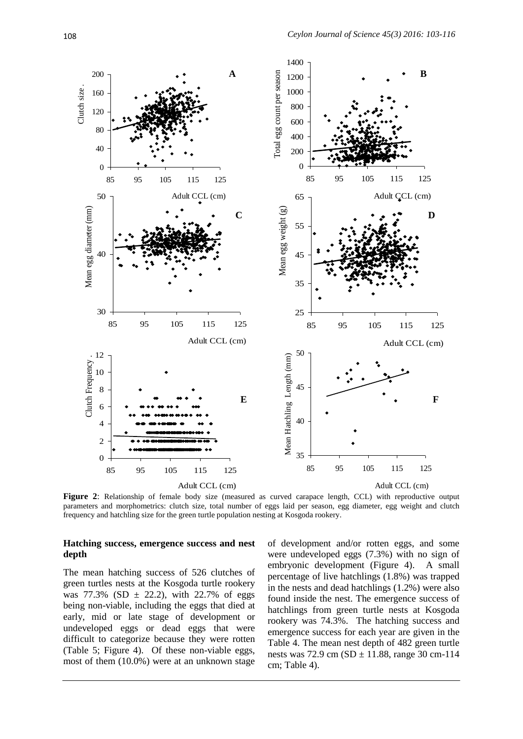**Figure 2**: Relationship of female body size (measured as curved carapace length, CCL) with reproductive output parameters and morphometrics: clutch size, total number of eggs laid per season, egg diameter, egg weight and clutch frequency and hatchling size for the green turtle population nesting at Kosgoda rookery.

### Hatching success, emergence success and nest depth

The mean hatching success of 526 clutches of green turtles nests at the Kosgoda turtle rookery was 77.3% (SD ± 22.2), with 22.7% of eggs being non-viable, including the eggs that died at early, mid or late stage of development or undeveloped eggs or dead eggs that were difficult to categorize because they were rotten (Table 5; Figure 4). Of these non-viable eggs, most of them (10.0%) were at an unknown stage of development and/or rotten eggs, and some were undeveloped eggs (7.3%) with no sign of embryonic development (Figure 4). A small percentage of live hatchlings (1.8%) was trapped in the nests and dead hatchlings (1.2%) were also found inside the nest. The emergence success of hatchlings from green turtle nests at Kosgoda rookery was 74.3%. The hatching success and emergence success for each year are given in the Table 4. The mean nest depth of 482 green turtle nests was 72.9 cm (SD ± 11.88, range 30 cm-114 cm; Table 4).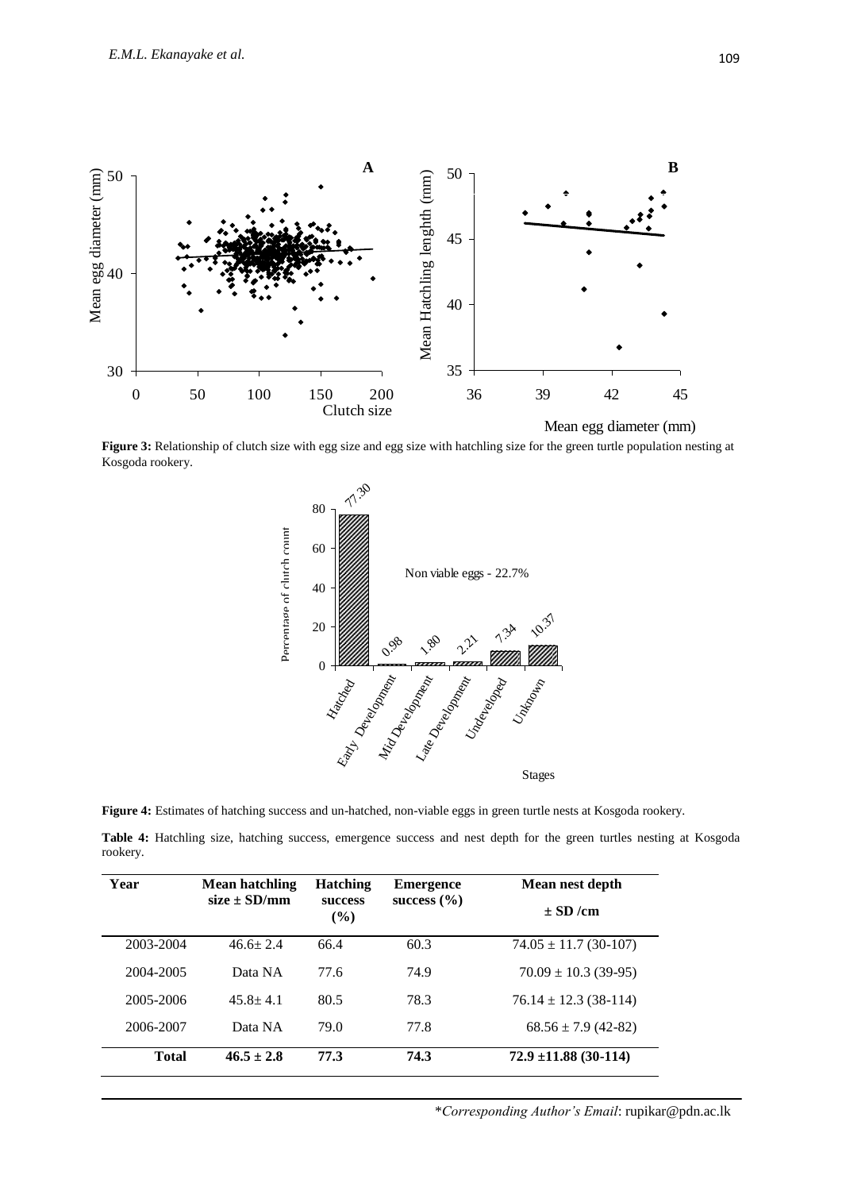**Figure 3:** Relationship of clutch size with egg size and egg size with hatchling size for the green turtle population nesting at Kosgoda rookery.

**Figure 4:** Estimates of hatching success and un-hatched, non-viable eggs in green turtle nests at Kosgoda rookery.

**Table 4:** Hatchling size, hatching success, emergence success and nest depth for the green turtles nesting at Kosgoda rookery.

| Year | Mean hatchling size ± SD/mm | Hatching success (%) | Emergence success (%) | Mean nest depth ± SD /cm |
|---|---|---|---|---|
| 2003-2004 | 46.6± 2.4 | 66.4 | 60.3 | 74.05 ± 11.7 (30-107) |
| 2004-2005 | Data NA | 77.6 | 74.9 | 70.09 ± 10.3 (39-95) |
| 2005-2006 | 45.8± 4.1 | 80.5 | 78.3 | 76.14 ± 12.3 (38-114) |
| 2006-2007 | Data NA | 79.0 | 77.8 | 68.56 ± 7.9 (42-82) |
| **Total** | **46.5 ± 2.8** | **77.3** | **74.3** | **72.9 ±11.88 (30-114)** |

*\*Corresponding Author's Email*: rupikar@pdn.ac.lk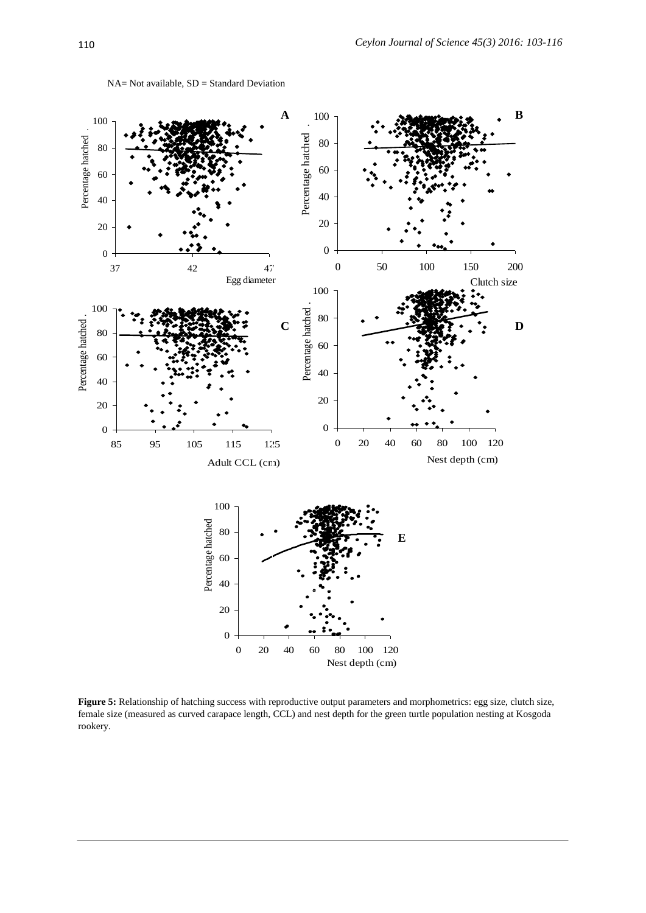NA= Not available, SD = Standard Deviation

**Figure 5:** Relationship of hatching success with reproductive output parameters and morphometrics: egg size, clutch size, female size (measured as curved carapace length, CCL) and nest depth for the green turtle population nesting at Kosgoda rookery.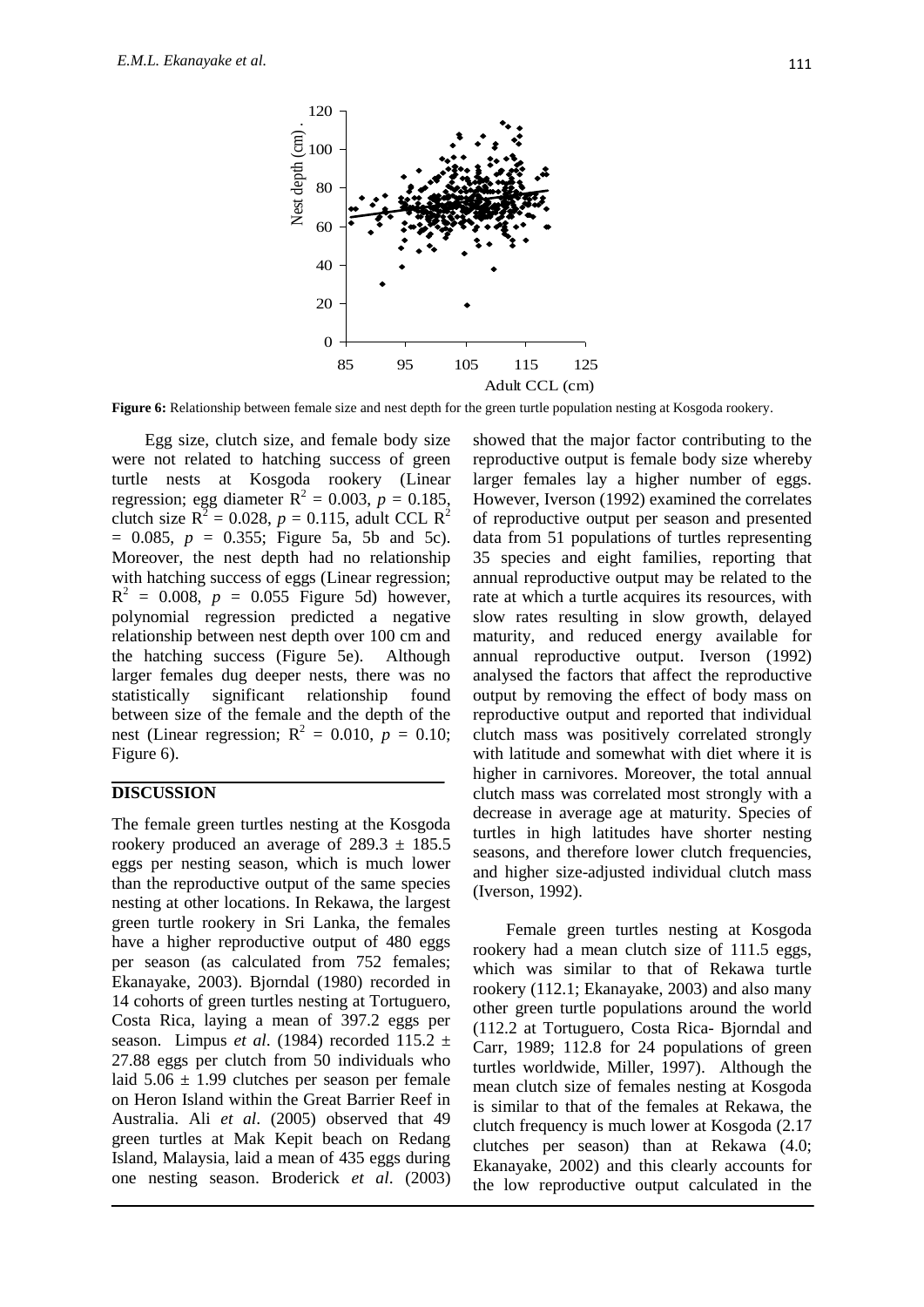**Figure 6:** Relationship between female size and nest depth for the green turtle population nesting at Kosgoda rookery.

Egg size, clutch size, and female body size were not related to hatching success of green turtle nests at Kosgoda rookery (Linear regression; egg diameter $R^2 = 0.003$, $p = 0.185$, clutch size $R^2 = 0.028$, $p = 0.115$, adult CCL $R^2 = 0.085$, $p = 0.355$; Figure 5a, 5b and 5c). Moreover, the nest depth had no relationship with hatching success of eggs (Linear regression; $R^2 = 0.008$, $p = 0.055$ Figure 5d) however, polynomial regression predicted a negative relationship between nest depth over 100 cm and the hatching success (Figure 5e). Although larger females dug deeper nests, there was no statistically significant relationship found between size of the female and the depth of the nest (Linear regression; $R^2 = 0.010$, $p = 0.10$; Figure 6).

## DISCUSSION

The female green turtles nesting at the Kosgoda rookery produced an average of $289.3 \pm 185.5$ eggs per nesting season, which is much lower than the reproductive output of the same species nesting at other locations. In Rekawa, the largest green turtle rookery in Sri Lanka, the females have a higher reproductive output of 480 eggs per season (as calculated from 752 females; Ekanayake, 2003). Bjorndal (1980) recorded in 14 cohorts of green turtles nesting at Tortuguero, Costa Rica, laying a mean of 397.2 eggs per season. Limpus *et al*. (1984) recorded $115.2 \pm 27.88$ eggs per clutch from 50 individuals who laid $5.06 \pm 1.99$ clutches per season per female on Heron Island within the Great Barrier Reef in Australia. Ali *et al*. (2005) observed that 49 green turtles at Mak Kepit beach on Redang Island, Malaysia, laid a mean of 435 eggs during one nesting season. Broderick *et al*. (2003) showed that the major factor contributing to the reproductive output is female body size whereby larger females lay a higher number of eggs. However, Iverson (1992) examined the correlates of reproductive output per season and presented data from 51 populations of turtles representing 35 species and eight families, reporting that annual reproductive output may be related to the rate at which a turtle acquires its resources, with slow rates resulting in slow growth, delayed maturity, and reduced energy available for annual reproductive output. Iverson (1992) analysed the factors that affect the reproductive output by removing the effect of body mass on reproductive output and reported that individual clutch mass was positively correlated strongly with latitude and somewhat with diet where it is higher in carnivores. Moreover, the total annual clutch mass was correlated most strongly with a decrease in average age at maturity. Species of turtles in high latitudes have shorter nesting seasons, and therefore lower clutch frequencies, and higher size-adjusted individual clutch mass (Iverson, 1992).

Female green turtles nesting at Kosgoda rookery had a mean clutch size of 111.5 eggs, which was similar to that of Rekawa turtle rookery (112.1; Ekanayake, 2003) and also many other green turtle populations around the world (112.2 at Tortuguero, Costa Rica- Bjorndal and Carr, 1989; 112.8 for 24 populations of green turtles worldwide, Miller, 1997). Although the mean clutch size of females nesting at Kosgoda is similar to that of the females at Rekawa, the clutch frequency is much lower at Kosgoda (2.17 clutches per season) than at Rekawa (4.0; Ekanayake, 2002) and this clearly accounts for the low reproductive output calculated in the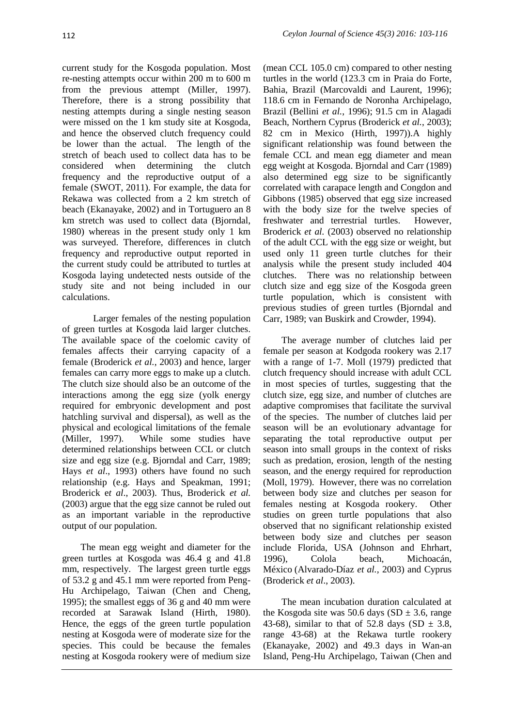current study for the Kosgoda population. Most re-nesting attempts occur within 200 m to 600 m from the previous attempt (Miller, 1997). Therefore, there is a strong possibility that nesting attempts during a single nesting season were missed on the 1 km study site at Kosgoda, and hence the observed clutch frequency could be lower than the actual. The length of the stretch of beach used to collect data has to be considered when determining the clutch frequency and the reproductive output of a female (SWOT, 2011). For example, the data for Rekawa was collected from a 2 km stretch of beach (Ekanayake, 2002) and in Tortuguero an 8 km stretch was used to collect data (Bjorndal, 1980) whereas in the present study only 1 km was surveyed. Therefore, differences in clutch frequency and reproductive output reported in the current study could be attributed to turtles at Kosgoda laying undetected nests outside of the study site and not being included in our calculations.

Larger females of the nesting population of green turtles at Kosgoda laid larger clutches. The available space of the coelomic cavity of females affects their carrying capacity of a female (Broderick *et al.*, 2003) and hence, larger females can carry more eggs to make up a clutch. The clutch size should also be an outcome of the interactions among the egg size (yolk energy required for embryonic development and post hatchling survival and dispersal), as well as the physical and ecological limitations of the female (Miller, 1997). While some studies have determined relationships between CCL or clutch size and egg size (e.g. Bjorndal and Carr, 1989; Hays *et al*., 1993) others have found no such relationship (e.g. Hays and Speakman, 1991; Broderick e*t al*., 2003). Thus, Broderick *et al.* (2003) argue that the egg size cannot be ruled out as an important variable in the reproductive output of our population.

The mean egg weight and diameter for the green turtles at Kosgoda was 46.4 g and 41.8 mm, respectively. The largest green turtle eggs of 53.2 g and 45.1 mm were reported from Peng-Hu Archipelago, Taiwan (Chen and Cheng, 1995); the smallest eggs of 36 g and 40 mm were recorded at Sarawak Island (Hirth, 1980). Hence, the eggs of the green turtle population nesting at Kosgoda were of moderate size for the species. This could be because the females nesting at Kosgoda rookery were of medium size (mean CCL 105.0 cm) compared to other nesting turtles in the world (123.3 cm in Praia do Forte, Bahia, Brazil (Marcovaldi and Laurent, 1996); 118.6 cm in Fernando de Noronha Archipelago, Brazil (Bellini *et al.*, 1996); 91.5 cm in Alagadi Beach, Northern Cyprus (Broderick *et al.*, 2003); 82 cm in Mexico (Hirth, 1997)).A highly significant relationship was found between the female CCL and mean egg diameter and mean egg weight at Kosgoda. Bjorndal and Carr (1989) also determined egg size to be significantly correlated with carapace length and Congdon and Gibbons (1985) observed that egg size increased with the body size for the twelve species of freshwater and terrestrial turtles. However, Broderick *et al.* (2003) observed no relationship of the adult CCL with the egg size or weight, but used only 11 green turtle clutches for their analysis while the present study included 404 clutches. There was no relationship between clutch size and egg size of the Kosgoda green turtle population, which is consistent with previous studies of green turtles (Bjorndal and Carr, 1989; van Buskirk and Crowder, 1994).

The average number of clutches laid per female per season at Kodgoda rookery was 2.17 with a range of 1-7. Moll (1979) predicted that clutch frequency should increase with adult CCL in most species of turtles, suggesting that the clutch size, egg size, and number of clutches are adaptive compromises that facilitate the survival of the species. The number of clutches laid per season will be an evolutionary advantage for separating the total reproductive output per season into small groups in the context of risks such as predation, erosion, length of the nesting season, and the energy required for reproduction (Moll, 1979). However, there was no correlation between body size and clutches per season for females nesting at Kosgoda rookery. Other studies on green turtle populations that also observed that no significant relationship existed between body size and clutches per season include Florida, USA (Johnson and Ehrhart, 1996), Colola beach, Michoacán, México (Alvarado-Díaz *et al.*, 2003) and Cyprus (Broderick *et al*., 2003).

The mean incubation duration calculated at the Kosgoda site was 50.6 days (SD ± 3.6, range 43-68), similar to that of 52.8 days (SD ± 3.8, range 43-68) at the Rekawa turtle rookery (Ekanayake, 2002) and 49.3 days in Wan-an Island, Peng-Hu Archipelago, Taiwan (Chen and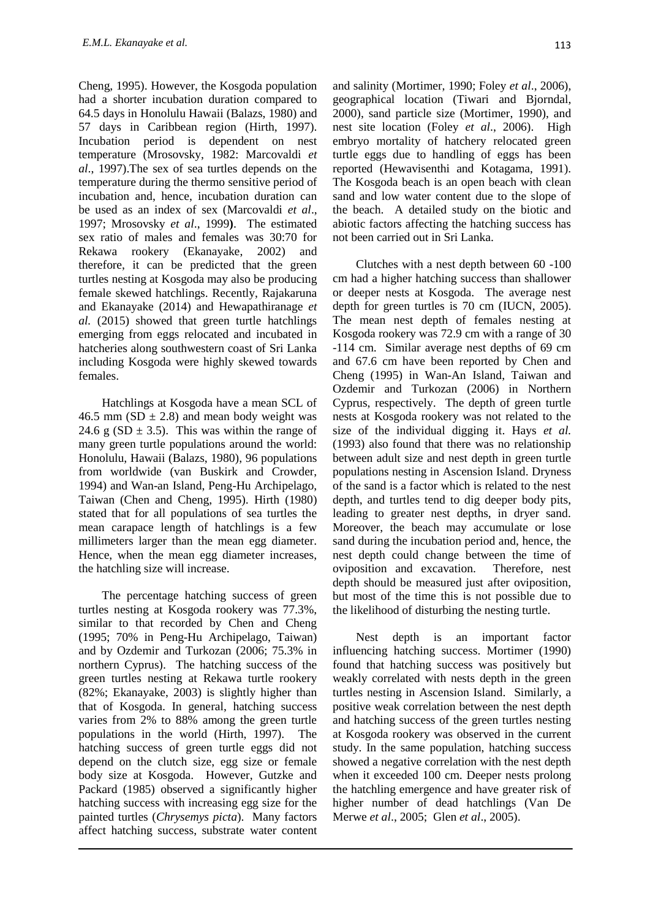Cheng, 1995). However, the Kosgoda population had a shorter incubation duration compared to 64.5 days in Honolulu Hawaii (Balazs, 1980) and 57 days in Caribbean region (Hirth, 1997). Incubation period is dependent on nest temperature (Mrosovsky, 1982: Marcovaldi *et al*., 1997).The sex of sea turtles depends on the temperature during the thermo sensitive period of incubation and, hence, incubation duration can be used as an index of sex (Marcovaldi *et al*., 1997; Mrosovsky *et al*., 1999**)**. The estimated sex ratio of males and females was 30:70 for Rekawa rookery (Ekanayake, 2002) and therefore, it can be predicted that the green turtles nesting at Kosgoda may also be producing female skewed hatchlings. Recently, Rajakaruna and Ekanayake (2014) and Hewapathiranage *et al.* (2015) showed that green turtle hatchlings emerging from eggs relocated and incubated in hatcheries along southwestern coast of Sri Lanka including Kosgoda were highly skewed towards females.

Hatchlings at Kosgoda have a mean SCL of 46.5 mm (SD ± 2.8) and mean body weight was 24.6 g (SD ± 3.5). This was within the range of many green turtle populations around the world: Honolulu, Hawaii (Balazs, 1980), 96 populations from worldwide (van Buskirk and Crowder, 1994) and Wan-an Island, Peng-Hu Archipelago, Taiwan (Chen and Cheng, 1995). Hirth (1980) stated that for all populations of sea turtles the mean carapace length of hatchlings is a few millimeters larger than the mean egg diameter. Hence, when the mean egg diameter increases, the hatchling size will increase.

The percentage hatching success of green turtles nesting at Kosgoda rookery was 77.3%, similar to that recorded by Chen and Cheng (1995; 70% in Peng-Hu Archipelago, Taiwan) and by Ozdemir and Turkozan (2006; 75.3% in northern Cyprus). The hatching success of the green turtles nesting at Rekawa turtle rookery (82%; Ekanayake, 2003) is slightly higher than that of Kosgoda. In general, hatching success varies from 2% to 88% among the green turtle populations in the world (Hirth, 1997). The hatching success of green turtle eggs did not depend on the clutch size, egg size or female body size at Kosgoda. However, Gutzke and Packard (1985) observed a significantly higher hatching success with increasing egg size for the painted turtles (*Chrysemys picta*). Many factors affect hatching success, substrate water content and salinity (Mortimer, 1990; Foley *et al*., 2006), geographical location (Tiwari and Bjorndal, 2000), sand particle size (Mortimer, 1990), and nest site location (Foley *et al*., 2006). High embryo mortality of hatchery relocated green turtle eggs due to handling of eggs has been reported (Hewavisenthi and Kotagama, 1991). The Kosgoda beach is an open beach with clean sand and low water content due to the slope of the beach. A detailed study on the biotic and abiotic factors affecting the hatching success has not been carried out in Sri Lanka.

Clutches with a nest depth between 60 -100 cm had a higher hatching success than shallower or deeper nests at Kosgoda. The average nest depth for green turtles is 70 cm (IUCN, 2005). The mean nest depth of females nesting at Kosgoda rookery was 72.9 cm with a range of 30 -114 cm. Similar average nest depths of 69 cm and 67.6 cm have been reported by Chen and Cheng (1995) in Wan-An Island, Taiwan and Ozdemir and Turkozan (2006) in Northern Cyprus, respectively. The depth of green turtle nests at Kosgoda rookery was not related to the size of the individual digging it. Hays *et al.* (1993) also found that there was no relationship between adult size and nest depth in green turtle populations nesting in Ascension Island. Dryness of the sand is a factor which is related to the nest depth, and turtles tend to dig deeper body pits, leading to greater nest depths, in dryer sand. Moreover, the beach may accumulate or lose sand during the incubation period and, hence, the nest depth could change between the time of oviposition and excavation. Therefore, nest depth should be measured just after oviposition, but most of the time this is not possible due to the likelihood of disturbing the nesting turtle.

Nest depth is an important factor influencing hatching success. Mortimer (1990) found that hatching success was positively but weakly correlated with nests depth in the green turtles nesting in Ascension Island. Similarly, a positive weak correlation between the nest depth and hatching success of the green turtles nesting at Kosgoda rookery was observed in the current study. In the same population, hatching success showed a negative correlation with the nest depth when it exceeded 100 cm. Deeper nests prolong the hatchling emergence and have greater risk of higher number of dead hatchlings (Van De Merwe *et al*., 2005; Glen *et al*., 2005).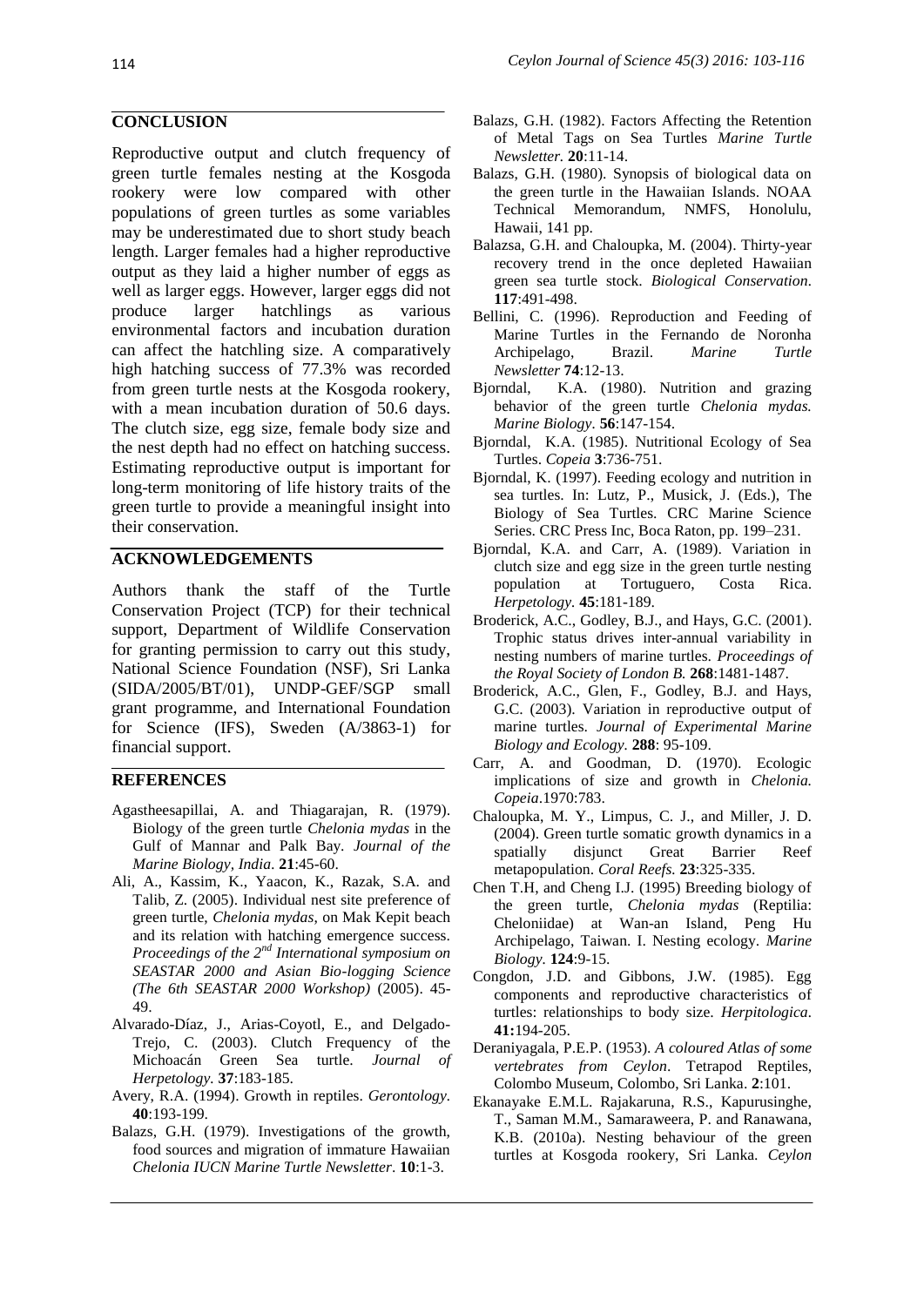## CONCLUSION

Reproductive output and clutch frequency of green turtle females nesting at the Kosgoda rookery were low compared with other populations of green turtles as some variables may be underestimated due to short study beach length. Larger females had a higher reproductive output as they laid a higher number of eggs as well as larger eggs. However, larger eggs did not produce larger hatchlings as various environmental factors and incubation duration can affect the hatchling size. A comparatively high hatching success of 77.3% was recorded from green turtle nests at the Kosgoda rookery, with a mean incubation duration of 50.6 days. The clutch size, egg size, female body size and the nest depth had no effect on hatching success. Estimating reproductive output is important for long-term monitoring of life history traits of the green turtle to provide a meaningful insight into their conservation.

## ACKNOWLEDGEMENTS

Authors thank the staff of the Turtle Conservation Project (TCP) for their technical support, Department of Wildlife Conservation for granting permission to carry out this study, National Science Foundation (NSF), Sri Lanka (SIDA/2005/BT/01), UNDP-GEF/SGP small grant programme, and International Foundation for Science (IFS), Sweden (A/3863-1) for financial support.

## REFERENCES

Agastheesapillai, A. and Thiagarajan, R. (1979). Biology of the green turtle *Chelonia mydas* in the Gulf of Mannar and Palk Bay. *Journal of the Marine Biology, India*. **21**:45-60.

Ali, A., Kassim, K., Yaacon, K., Razak, S.A. and Talib, Z. (2005). Individual nest site preference of green turtle, *Chelonia mydas*, on Mak Kepit beach and its relation with hatching emergence success. *Proceedings of the 2nd International symposium on SEASTAR 2000 and Asian Bio-logging Science (The 6th SEASTAR 2000 Workshop)* (2005). 45-49.

Alvarado-Díaz, J., Arias-Coyotl, E., and Delgado-Trejo, C. (2003). Clutch Frequency of the Michoacán Green Sea turtle. *Journal of Herpetology.* **37**:183-185.

Avery, R.A. (1994). Growth in reptiles. *Gerontology*. **40**:193-199.

Balazs, G.H. (1979). Investigations of the growth, food sources and migration of immature Hawaiian *Chelonia IUCN Marine Turtle Newsletter*. **10**:1-3.

Balazs, G.H. (1982). Factors Affecting the Retention of Metal Tags on Sea Turtles *Marine Turtle Newsletter.* **20**:11-14.

Balazs, G.H. (1980). Synopsis of biological data on the green turtle in the Hawaiian Islands. NOAA Technical Memorandum, NMFS, Honolulu, Hawaii, 141 pp.

Balazsa, G.H. and Chaloupka, M. (2004). Thirty-year recovery trend in the once depleted Hawaiian green sea turtle stock. *Biological Conservation*. **117**:491-498.

Bellini, C. (1996). Reproduction and Feeding of Marine Turtles in the Fernando de Noronha Archipelago, Brazil. *Marine Turtle Newsletter* **74**:12-13.

Bjorndal, K.A. (1980). Nutrition and grazing behavior of the green turtle *Chelonia mydas. Marine Biology*. **56**:147-154.

Bjorndal, K.A. (1985). Nutritional Ecology of Sea Turtles. *Copeia* **3**:736-751.

Bjorndal, K. (1997). Feeding ecology and nutrition in sea turtles. In: Lutz, P., Musick, J. (Eds.), The Biology of Sea Turtles. CRC Marine Science Series. CRC Press Inc, Boca Raton, pp. 199–231.

Bjorndal, K.A. and Carr, A. (1989). Variation in clutch size and egg size in the green turtle nesting population at Tortuguero, Costa Rica. *Herpetology.* **45**:181-189.

Broderick, A.C., Godley, B.J., and Hays, G.C. (2001). Trophic status drives inter-annual variability in nesting numbers of marine turtles. *Proceedings of the Royal Society of London B.* **268**:1481-1487.

Broderick, A.C., Glen, F., Godley, B.J. and Hays, G.C. (2003). Variation in reproductive output of marine turtles. *Journal of Experimental Marine Biology and Ecology.* **288**: 95-109.

Carr, A. and Goodman, D. (1970). Ecologic implications of size and growth in *Chelonia. Copeia*.1970:783.

Chaloupka, M. Y., Limpus, C. J., and Miller, J. D. (2004). Green turtle somatic growth dynamics in a spatially disjunct Great Barrier Reef metapopulation. *Coral Reefs.* **23**:325-335.

Chen T.H, and Cheng I.J. (1995) Breeding biology of the green turtle, *Chelonia mydas* (Reptilia: Cheloniidae) at Wan-an Island, Peng Hu Archipelago, Taiwan. I. Nesting ecology. *Marine Biology*. **124**:9-15.

Congdon, J.D. and Gibbons, J.W. (1985). Egg components and reproductive characteristics of turtles: relationships to body size. *Herpitologica*. **41:**194-205.

Deraniyagala, P.E.P. (1953). *A coloured Atlas of some vertebrates from Ceylon*. Tetrapod Reptiles, Colombo Museum, Colombo, Sri Lanka. **2**:101.

Ekanayake E.M.L. Rajakaruna, R.S., Kapurusinghe, T., Saman M.M., Samaraweera, P. and Ranawana, K.B. (2010a). Nesting behaviour of the green turtles at Kosgoda rookery, Sri Lanka. *Ceylon*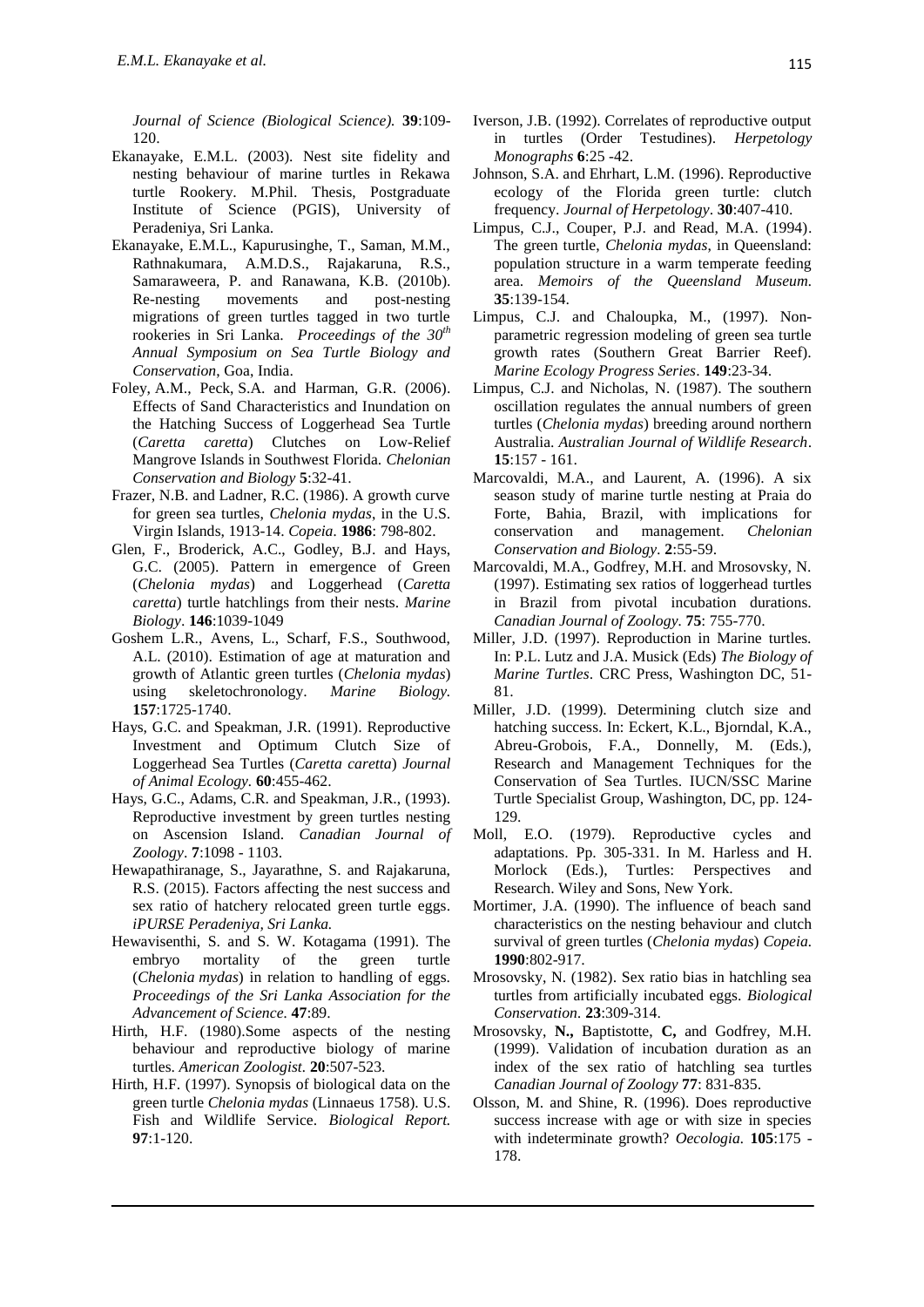*Journal of Science (Biological Science).* **39**:109-120.

Ekanayake, E.M.L. (2003). Nest site fidelity and nesting behaviour of marine turtles in Rekawa turtle Rookery. M.Phil. Thesis, Postgraduate Institute of Science (PGIS), University of Peradeniya, Sri Lanka.

Ekanayake, E.M.L., Kapurusinghe, T., Saman, M.M., Rathnakumara, A.M.D.S., Rajakaruna, R.S., Samaraweera, P. and Ranawana, K.B. (2010b). Re-nesting movements and post-nesting migrations of green turtles tagged in two turtle rookeries in Sri Lanka. *Proceedings of the 30th Annual Symposium on Sea Turtle Biology and Conservation*, Goa, India.

Foley, A.M., Peck, S.A. and Harman, G.R. (2006). Effects of Sand Characteristics and Inundation on the Hatching Success of Loggerhead Sea Turtle (*Caretta caretta*) Clutches on Low-Relief Mangrove Islands in Southwest Florida. *Chelonian Conservation and Biology* **5**:32-41.

Frazer, N.B. and Ladner, R.C. (1986). A growth curve for green sea turtles, *Chelonia mydas*, in the U.S. Virgin Islands, 1913-14. *Copeia.* **1986**: 798-802.

Glen, F., Broderick, A.C., Godley, B.J. and Hays, G.C. (2005). Pattern in emergence of Green (*Chelonia mydas*) and Loggerhead (*Caretta caretta*) turtle hatchlings from their nests. *Marine Biology*. **146**:1039-1049

Goshem L.R., Avens, L., Scharf, F.S., Southwood, A.L. (2010). Estimation of age at maturation and growth of Atlantic green turtles (*Chelonia mydas*) using skeletochronology. *Marine Biology.* **157**:1725-1740.

Hays, G.C. and Speakman, J.R. (1991). Reproductive Investment and Optimum Clutch Size of Loggerhead Sea Turtles (*Caretta caretta*) *Journal of Animal Ecology.* **60**:455-462.

Hays, G.C., Adams, C.R. and Speakman, J.R., (1993). Reproductive investment by green turtles nesting on Ascension Island. *Canadian Journal of Zoology*. **7**:1098 - 1103.

Hewapathiranage, S., Jayarathne, S. and Rajakaruna, R.S. (2015). Factors affecting the nest success and sex ratio of hatchery relocated green turtle eggs. *iPURSE Peradeniya, Sri Lanka.*

Hewavisenthi, S. and S. W. Kotagama (1991). The embryo mortality of the green turtle (*Chelonia mydas*) in relation to handling of eggs. *Proceedings of the Sri Lanka Association for the Advancement of Science.* **47**:89.

Hirth, H.F. (1980).Some aspects of the nesting behaviour and reproductive biology of marine turtles. *American Zoologist*. **20**:507-523.

Hirth, H.F. (1997). Synopsis of biological data on the green turtle *Chelonia mydas* (Linnaeus 1758). U.S. Fish and Wildlife Service. *Biological Report.* **97**:1-120.

Iverson, J.B. (1992). Correlates of reproductive output in turtles (Order Testudines). *Herpetology Monographs* **6**:25 -42.

Johnson, S.A. and Ehrhart, L.M. (1996). Reproductive ecology of the Florida green turtle: clutch frequency. *Journal of Herpetology*. **30**:407-410.

Limpus, C.J., Couper, P.J. and Read, M.A. (1994). The green turtle, *Chelonia mydas*, in Queensland: population structure in a warm temperate feeding area. *Memoirs of the Queensland Museum.* **35**:139-154.

Limpus, C.J. and Chaloupka, M., (1997). Non-parametric regression modeling of green sea turtle growth rates (Southern Great Barrier Reef). *Marine Ecology Progress Series*. **149**:23-34.

Limpus, C.J. and Nicholas, N. (1987). The southern oscillation regulates the annual numbers of green turtles (*Chelonia mydas*) breeding around northern Australia. *Australian Journal of Wildlife Research*. **15**:157 - 161.

Marcovaldi, M.A., and Laurent, A. (1996). A six season study of marine turtle nesting at Praia do Forte, Bahia, Brazil, with implications for conservation and management. *Chelonian Conservation and Biology*. **2**:55-59.

Marcovaldi, M.A., Godfrey, M.H. and Mrosovsky, N. (1997). Estimating sex ratios of loggerhead turtles in Brazil from pivotal incubation durations. *Canadian Journal of Zoology*. **75**: 755-770.

Miller, J.D. (1997). Reproduction in Marine turtles. In: P.L. Lutz and J.A. Musick (Eds) *The Biology of Marine Turtles*. CRC Press, Washington DC, 51-81.

Miller, J.D. (1999). Determining clutch size and hatching success. In: Eckert, K.L., Bjorndal, K.A., Abreu-Grobois, F.A., Donnelly, M. (Eds.), Research and Management Techniques for the Conservation of Sea Turtles. IUCN/SSC Marine Turtle Specialist Group, Washington, DC, pp. 124-129.

Moll, E.O. (1979). Reproductive cycles and adaptations. Pp. 305-331. In M. Harless and H. Morlock (Eds.), Turtles: Perspectives and Research. Wiley and Sons, New York.

Mortimer, J.A. (1990). The influence of beach sand characteristics on the nesting behaviour and clutch survival of green turtles (*Chelonia mydas*) *Copeia.* **1990**:802-917.

Mrosovsky, N. (1982). Sex ratio bias in hatchling sea turtles from artificially incubated eggs. *Biological Conservation.* **23**:309-314.

Mrosovsky, **N.,** Baptistotte, **C,** and Godfrey, M.H. (1999). Validation of incubation duration as an index of the sex ratio of hatchling sea turtles *Canadian Journal of Zoology* **77**: 831-835.

Olsson, M. and Shine, R. (1996). Does reproductive success increase with age or with size in species with indeterminate growth? *Oecologia.* **105**:175 - 178.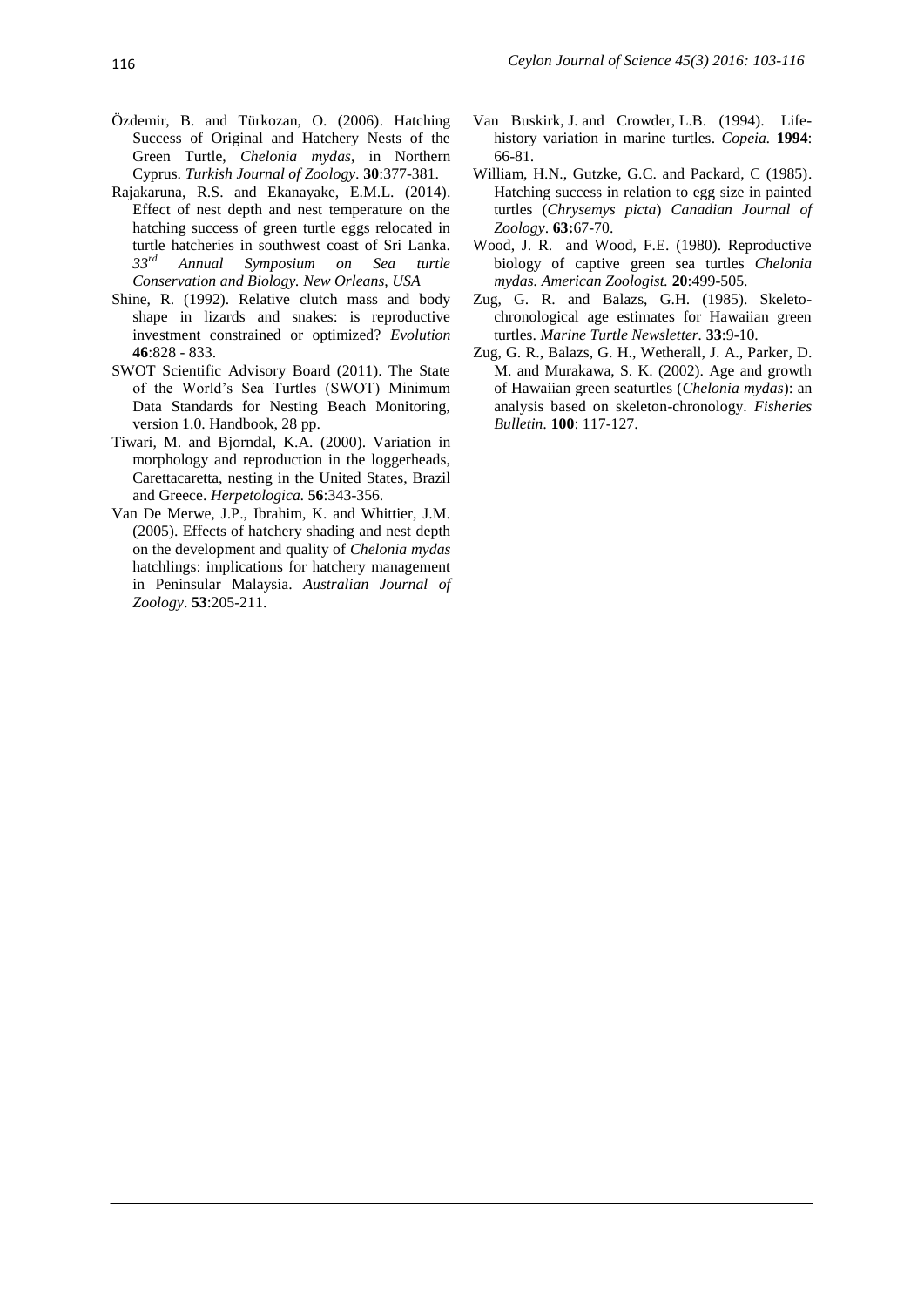Özdemir, B. and Türkozan, O. (2006). Hatching Success of Original and Hatchery Nests of the Green Turtle, *Chelonia mydas*, in Northern Cyprus. *Turkish Journal of Zoology*. **30**:377-381.

Rajakaruna, R.S. and Ekanayake, E.M.L. (2014). Effect of nest depth and nest temperature on the hatching success of green turtle eggs relocated in turtle hatcheries in southwest coast of Sri Lanka. *33rd Annual Symposium on Sea turtle Conservation and Biology. New Orleans, USA*

Shine, R. (1992). Relative clutch mass and body shape in lizards and snakes: is reproductive investment constrained or optimized? *Evolution* **46**:828 - 833.

SWOT Scientific Advisory Board (2011). The State of the World's Sea Turtles (SWOT) Minimum Data Standards for Nesting Beach Monitoring, version 1.0. Handbook, 28 pp.

Tiwari, M. and Bjorndal, K.A. (2000). Variation in morphology and reproduction in the loggerheads, Carettacaretta, nesting in the United States, Brazil and Greece. *Herpetologica*. **56**:343-356.

Van De Merwe, J.P., Ibrahim, K. and Whittier, J.M. (2005). Effects of hatchery shading and nest depth on the development and quality of *Chelonia mydas* hatchlings: implications for hatchery management in Peninsular Malaysia. *Australian Journal of Zoology*. **53**:205-211.

Van Buskirk, J. and Crowder, L.B. (1994). Life-history variation in marine turtles. *Copeia*. **1994**: 66-81.

William, H.N., Gutzke, G.C. and Packard, C (1985). Hatching success in relation to egg size in painted turtles (*Chrysemys picta*) *Canadian Journal of Zoology*. **63:**67-70.

Wood, J. R. and Wood, F.E. (1980). Reproductive biology of captive green sea turtles *Chelonia mydas. American Zoologist.* **20**:499-505.

Zug, G. R. and Balazs, G.H. (1985). Skeleto-chronological age estimates for Hawaiian green turtles. *Marine Turtle Newsletter.* **33**:9-10.

Zug, G. R., Balazs, G. H., Wetherall, J. A., Parker, D. M. and Murakawa, S. K. (2002). Age and growth of Hawaiian green seaturtles (*Chelonia mydas*): an analysis based on skeleton-chronology. *Fisheries Bulletin*. **100**: 117-127.